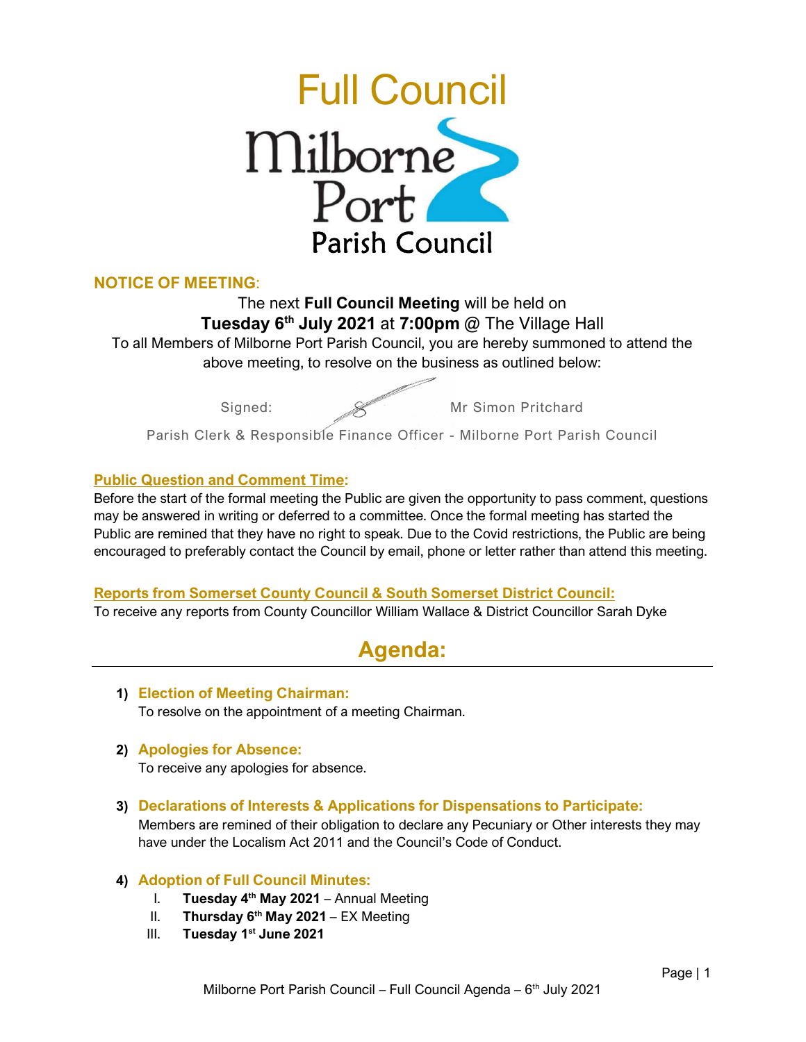# Full Council

Milborne Port Parish Council

## NOTICE OF MEETING:

The next **Full Council Meeting** will be held on
**Tuesday 6th July 2021** at **7:00pm** @ The Village Hall

To all Members of Milborne Port Parish Council, you are hereby summoned to attend the above meeting, to resolve on the business as outlined below:

Signed: Mr Simon Pritchard

Parish Clerk & Responsible Finance Officer - Milborne Port Parish Council

### Public Question and Comment Time:

Before the start of the formal meeting the Public are given the opportunity to pass comment, questions may be answered in writing or deferred to a committee. Once the formal meeting has started the Public are remined that they have no right to speak. Due to the Covid restrictions, the Public are being encouraged to preferably contact the Council by email, phone or letter rather than attend this meeting.

### Reports from Somerset County Council & South Somerset District Council:

To receive any reports from County Councillor William Wallace & District Councillor Sarah Dyke

## Agenda:

1) **Election of Meeting Chairman:**
   To resolve on the appointment of a meeting Chairman.

2) **Apologies for Absence:**
   To receive any apologies for absence.

3) **Declarations of Interests & Applications for Dispensations to Participate:**
   Members are remined of their obligation to declare any Pecuniary or Other interests they may have under the Localism Act 2011 and the Council's Code of Conduct.

4) **Adoption of Full Council Minutes:**
   I. **Tuesday 4th May 2021** – Annual Meeting
   II. **Thursday 6th May 2021** – EX Meeting
   III. **Tuesday 1st June 2021**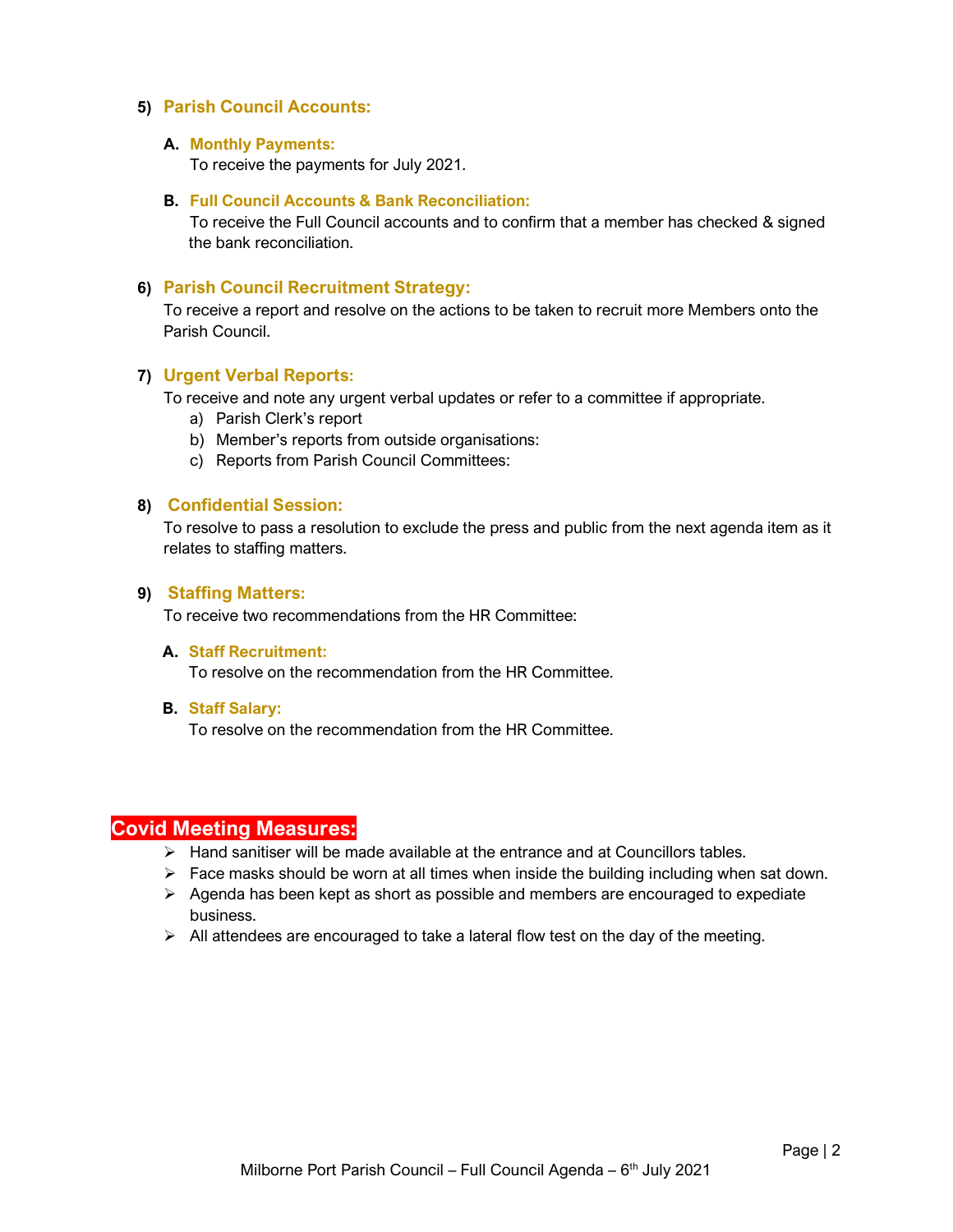## 5) Parish Council Accounts:

### A. Monthly Payments:

To receive the payments for July 2021.

### B. Full Council Accounts & Bank Reconciliation:

To receive the Full Council accounts and to confirm that a member has checked & signed the bank reconciliation.

## 6) Parish Council Recruitment Strategy:

To receive a report and resolve on the actions to be taken to recruit more Members onto the Parish Council.

## 7) Urgent Verbal Reports:

To receive and note any urgent verbal updates or refer to a committee if appropriate.

a) Parish Clerk's report
b) Member's reports from outside organisations:
c) Reports from Parish Council Committees:

## 8) Confidential Session:

To resolve to pass a resolution to exclude the press and public from the next agenda item as it relates to staffing matters.

## 9) Staffing Matters:

To receive two recommendations from the HR Committee:

### A. Staff Recruitment:

To resolve on the recommendation from the HR Committee.

### B. Staff Salary:

To resolve on the recommendation from the HR Committee.

## Covid Meeting Measures:

- Hand sanitiser will be made available at the entrance and at Councillors tables.
- Face masks should be worn at all times when inside the building including when sat down.
- Agenda has been kept as short as possible and members are encouraged to expediate business.
- All attendees are encouraged to take a lateral flow test on the day of the meeting.